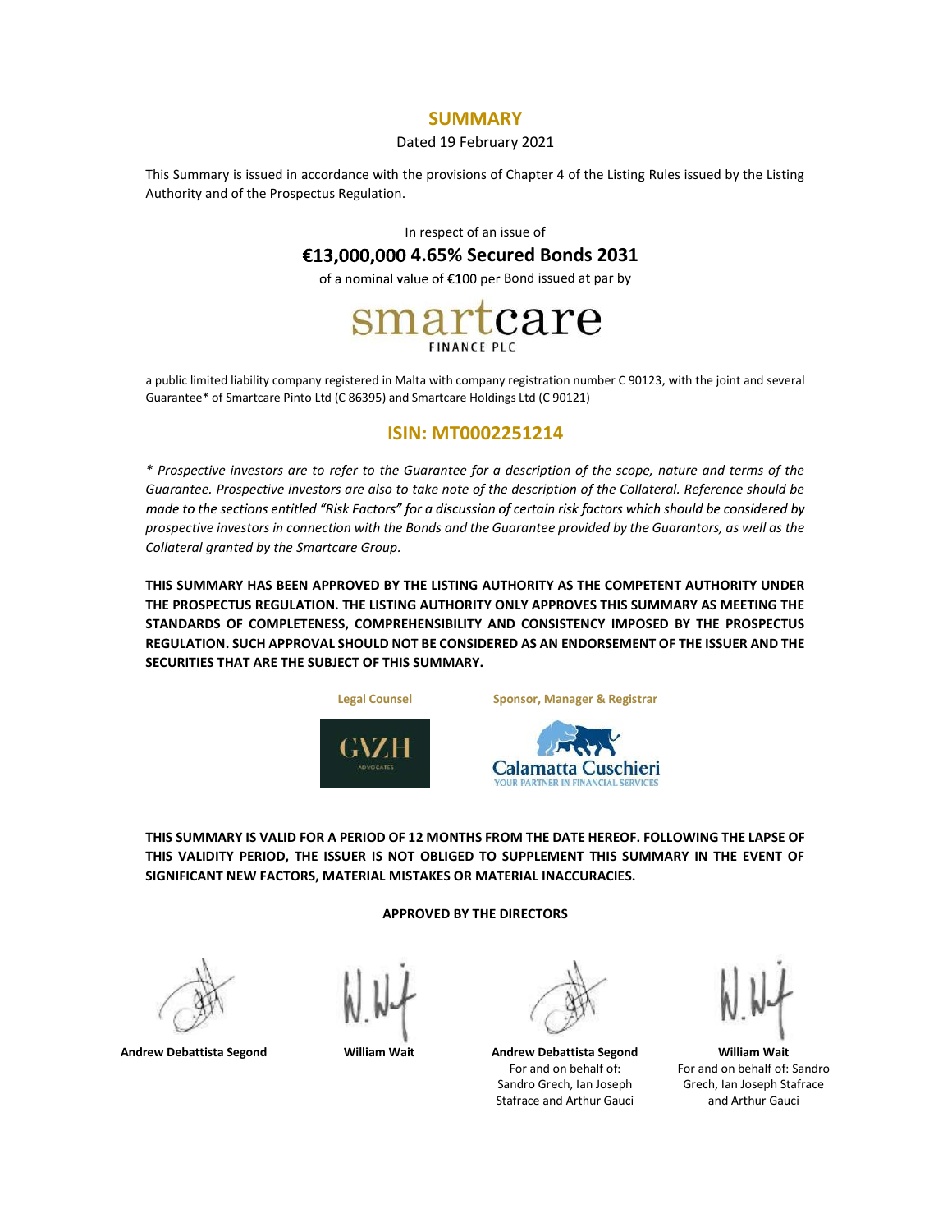# SUMMARY

Dated 19 February 2021

This Summary is issued in accordance with the provisions of Chapter 4 of the Listing Rules issued by the Listing Authority and of the Prospectus Regulation.

In respect of an issue of

## €13,000,000 4.65% Secured Bonds 2031

of a nominal value of €100 per Bond issued at par by

smartcare
FINANCE PLC

a public limited liability company registered in Malta with company registration number C 90123, with the joint and several Guarantee* of Smartcare Pinto Ltd (C 86395) and Smartcare Holdings Ltd (C 90121)

## ISIN: MT0002251214

*\* Prospective investors are to refer to the Guarantee for a description of the scope, nature and terms of the Guarantee. Prospective investors are also to take note of the description of the Collateral. Reference should be made to the sections entitled "Risk Factors" for a discussion of certain risk factors which should be considered by prospective investors in connection with the Bonds and the Guarantee provided by the Guarantors, as well as the Collateral granted by the Smartcare Group.*

**THIS SUMMARY HAS BEEN APPROVED BY THE LISTING AUTHORITY AS THE COMPETENT AUTHORITY UNDER THE PROSPECTUS REGULATION. THE LISTING AUTHORITY ONLY APPROVES THIS SUMMARY AS MEETING THE STANDARDS OF COMPLETENESS, COMPREHENSIBILITY AND CONSISTENCY IMPOSED BY THE PROSPECTUS REGULATION. SUCH APPROVAL SHOULD NOT BE CONSIDERED AS AN ENDORSEMENT OF THE ISSUER AND THE SECURITIES THAT ARE THE SUBJECT OF THIS SUMMARY.**

**Legal Counsel** GVZH ADVOCATES

**Sponsor, Manager & Registrar** Calamatta Cuschieri YOUR PARTNER IN FINANCIAL SERVICES

**THIS SUMMARY IS VALID FOR A PERIOD OF 12 MONTHS FROM THE DATE HEREOF. FOLLOWING THE LAPSE OF THIS VALIDITY PERIOD, THE ISSUER IS NOT OBLIGED TO SUPPLEMENT THIS SUMMARY IN THE EVENT OF SIGNIFICANT NEW FACTORS, MATERIAL MISTAKES OR MATERIAL INACCURACIES.**

**APPROVED BY THE DIRECTORS**

| **Andrew Debattista Segond** | **William Wait** | **Andrew Debattista Segond** For and on behalf of: Sandro Grech, Ian Joseph Stafrace and Arthur Gauci | **William Wait** For and on behalf of: Sandro Grech, Ian Joseph Stafrace and Arthur Gauci |
|---|---|---|---|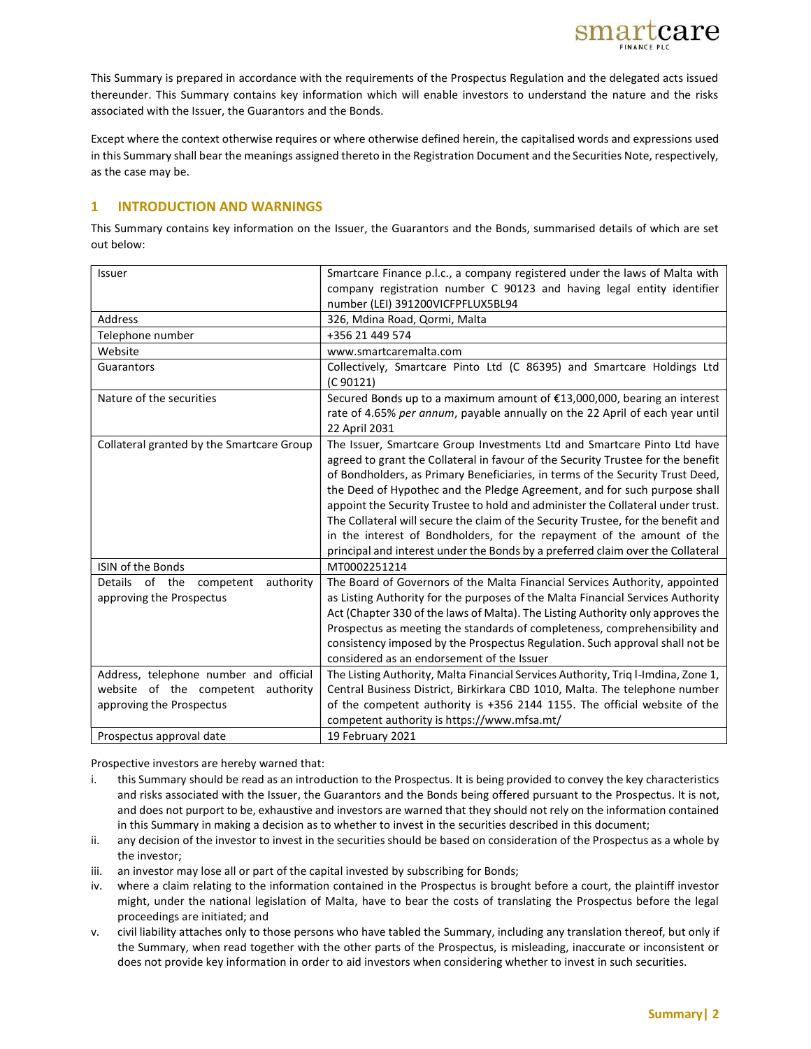This Summary is prepared in accordance with the requirements of the Prospectus Regulation and the delegated acts issued thereunder. This Summary contains key information which will enable investors to understand the nature and the risks associated with the Issuer, the Guarantors and the Bonds.

Except where the context otherwise requires or where otherwise defined herein, the capitalised words and expressions used in this Summary shall bear the meanings assigned thereto in the Registration Document and the Securities Note, respectively, as the case may be.

## 1 INTRODUCTION AND WARNINGS

This Summary contains key information on the Issuer, the Guarantors and the Bonds, summarised details of which are set out below:

| | |
|---|---|
| Issuer | Smartcare Finance p.l.c., a company registered under the laws of Malta with company registration number C 90123 and having legal entity identifier number (LEI) 391200VICFPFLUX5BL94 |
| Address | 326, Mdina Road, Qormi, Malta |
| Telephone number | +356 21 449 574 |
| Website | www.smartcaremalta.com |
| Guarantors | Collectively, Smartcare Pinto Ltd (C 86395) and Smartcare Holdings Ltd (C 90121) |
| Nature of the securities | Secured Bonds up to a maximum amount of €13,000,000, bearing an interest rate of 4.65% *per annum*, payable annually on the 22 April of each year until 22 April 2031 |
| Collateral granted by the Smartcare Group | The Issuer, Smartcare Group Investments Ltd and Smartcare Pinto Ltd have agreed to grant the Collateral in favour of the Security Trustee for the benefit of Bondholders, as Primary Beneficiaries, in terms of the Security Trust Deed, the Deed of Hypothec and the Pledge Agreement, and for such purpose shall appoint the Security Trustee to hold and administer the Collateral under trust. The Collateral will secure the claim of the Security Trustee, for the benefit and in the interest of Bondholders, for the repayment of the amount of the principal and interest under the Bonds by a preferred claim over the Collateral |
| ISIN of the Bonds | MT0002251214 |
| Details of the competent authority approving the Prospectus | The Board of Governors of the Malta Financial Services Authority, appointed as Listing Authority for the purposes of the Malta Financial Services Authority Act (Chapter 330 of the laws of Malta). The Listing Authority only approves the Prospectus as meeting the standards of completeness, comprehensibility and consistency imposed by the Prospectus Regulation. Such approval shall not be considered as an endorsement of the Issuer |
| Address, telephone number and official website of the competent authority approving the Prospectus | The Listing Authority, Malta Financial Services Authority, Triq l-Imdina, Zone 1, Central Business District, Birkirkara CBD 1010, Malta. The telephone number of the competent authority is +356 2144 1155. The official website of the competent authority is https://www.mfsa.mt/ |
| Prospectus approval date | 19 February 2021 |

Prospective investors are hereby warned that:

i. this Summary should be read as an introduction to the Prospectus. It is being provided to convey the key characteristics and risks associated with the Issuer, the Guarantors and the Bonds being offered pursuant to the Prospectus. It is not, and does not purport to be, exhaustive and investors are warned that they should not rely on the information contained in this Summary in making a decision as to whether to invest in the securities described in this document;
ii. any decision of the investor to invest in the securities should be based on consideration of the Prospectus as a whole by the investor;
iii. an investor may lose all or part of the capital invested by subscribing for Bonds;
iv. where a claim relating to the information contained in the Prospectus is brought before a court, the plaintiff investor might, under the national legislation of Malta, have to bear the costs of translating the Prospectus before the legal proceedings are initiated; and
v. civil liability attaches only to those persons who have tabled the Summary, including any translation thereof, but only if the Summary, when read together with the other parts of the Prospectus, is misleading, inaccurate or inconsistent or does not provide key information in order to aid investors when considering whether to invest in such securities.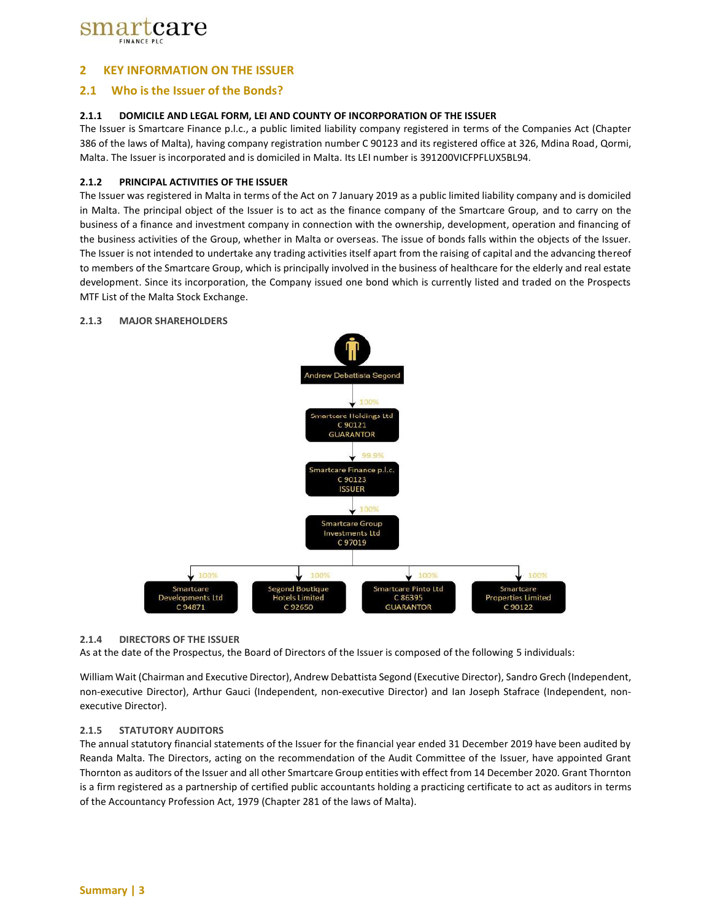## 2 KEY INFORMATION ON THE ISSUER

### 2.1 Who is the Issuer of the Bonds?

#### 2.1.1 DOMICILE AND LEGAL FORM, LEI AND COUNTY OF INCORPORATION OF THE ISSUER

The Issuer is Smartcare Finance p.l.c., a public limited liability company registered in terms of the Companies Act (Chapter 386 of the laws of Malta), having company registration number C 90123 and its registered office at 326, Mdina Road, Qormi, Malta. The Issuer is incorporated and is domiciled in Malta. Its LEI number is 391200VICFPFLUX5BL94.

#### 2.1.2 PRINCIPAL ACTIVITIES OF THE ISSUER

The Issuer was registered in Malta in terms of the Act on 7 January 2019 as a public limited liability company and is domiciled in Malta. The principal object of the Issuer is to act as the finance company of the Smartcare Group, and to carry on the business of a finance and investment company in connection with the ownership, development, operation and financing of the business activities of the Group, whether in Malta or overseas. The issue of bonds falls within the objects of the Issuer. The Issuer is not intended to undertake any trading activities itself apart from the raising of capital and the advancing thereof to members of the Smartcare Group, which is principally involved in the business of healthcare for the elderly and real estate development. Since its incorporation, the Company issued one bond which is currently listed and traded on the Prospects MTF List of the Malta Stock Exchange.

#### 2.1.3 MAJOR SHAREHOLDERS

- Andrew Debattista Segond
  - 100% → Smartcare Holdings Ltd, C 90121, GUARANTOR
    - 99.9% → Smartcare Finance p.l.c., C 90123, ISSUER
      - 100% → Smartcare Group Investments Ltd, C 97019
        - 100% → Smartcare Developments Ltd, C 94871
        - 100% → Segond Boutique Hotels Limited, C 92650
        - 100% → Smartcare Pinto Ltd, C 86395, GUARANTOR
        - 100% → Smartcare Properties Limited, C 90122

#### 2.1.4 DIRECTORS OF THE ISSUER

As at the date of the Prospectus, the Board of Directors of the Issuer is composed of the following 5 individuals:

William Wait (Chairman and Executive Director), Andrew Debattista Segond (Executive Director), Sandro Grech (Independent, non-executive Director), Arthur Gauci (Independent, non-executive Director) and Ian Joseph Stafrace (Independent, non-executive Director).

#### 2.1.5 STATUTORY AUDITORS

The annual statutory financial statements of the Issuer for the financial year ended 31 December 2019 have been audited by Reanda Malta. The Directors, acting on the recommendation of the Audit Committee of the Issuer, have appointed Grant Thornton as auditors of the Issuer and all other Smartcare Group entities with effect from 14 December 2020. Grant Thornton is a firm registered as a partnership of certified public accountants holding a practicing certificate to act as auditors in terms of the Accountancy Profession Act, 1979 (Chapter 281 of the laws of Malta).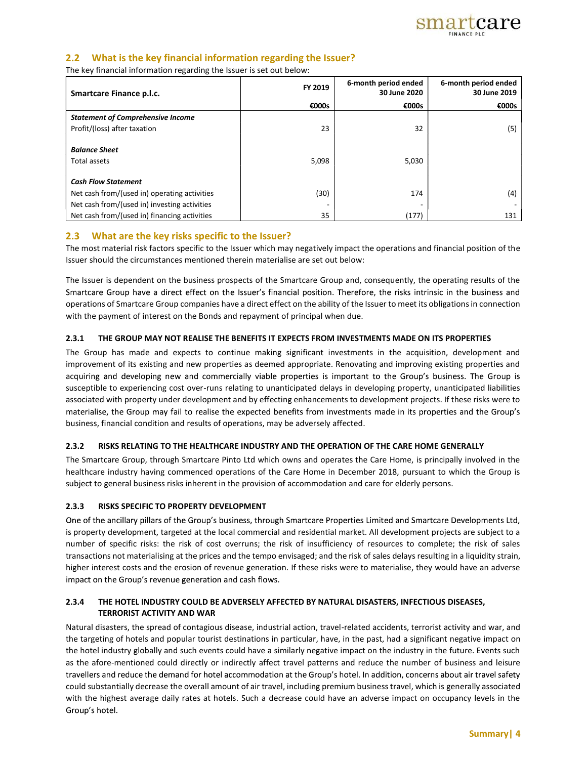## 2.2 What is the key financial information regarding the Issuer?

The key financial information regarding the Issuer is set out below:

| Smartcare Finance p.l.c. | FY 2019 | 6-month period ended 30 June 2020 | 6-month period ended 30 June 2019 |
|---|---|---|---|
| | €000s | €000s | €000s |
| ***Statement of Comprehensive Income*** | | | |
| Profit/(loss) after taxation | 23 | 32 | (5) |
| ***Balance Sheet*** | | | |
| Total assets | 5,098 | 5,030 | |
| ***Cash Flow Statement*** | | | |
| Net cash from/(used in) operating activities | (30) | 174 | (4) |
| Net cash from/(used in) investing activities | - | - | - |
| Net cash from/(used in) financing activities | 35 | (177) | 131 |

## 2.3 What are the key risks specific to the Issuer?

The most material risk factors specific to the Issuer which may negatively impact the operations and financial position of the Issuer should the circumstances mentioned therein materialise are set out below:

The Issuer is dependent on the business prospects of the Smartcare Group and, consequently, the operating results of the Smartcare Group have a direct effect on the Issuer's financial position. Therefore, the risks intrinsic in the business and operations of Smartcare Group companies have a direct effect on the ability of the Issuer to meet its obligations in connection with the payment of interest on the Bonds and repayment of principal when due.

### 2.3.1 THE GROUP MAY NOT REALISE THE BENEFITS IT EXPECTS FROM INVESTMENTS MADE ON ITS PROPERTIES

The Group has made and expects to continue making significant investments in the acquisition, development and improvement of its existing and new properties as deemed appropriate. Renovating and improving existing properties and acquiring and developing new and commercially viable properties is important to the Group's business. The Group is susceptible to experiencing cost over-runs relating to unanticipated delays in developing property, unanticipated liabilities associated with property under development and by effecting enhancements to development projects. If these risks were to materialise, the Group may fail to realise the expected benefits from investments made in its properties and the Group's business, financial condition and results of operations, may be adversely affected.

### 2.3.2 RISKS RELATING TO THE HEALTHCARE INDUSTRY AND THE OPERATION OF THE CARE HOME GENERALLY

The Smartcare Group, through Smartcare Pinto Ltd which owns and operates the Care Home, is principally involved in the healthcare industry having commenced operations of the Care Home in December 2018, pursuant to which the Group is subject to general business risks inherent in the provision of accommodation and care for elderly persons.

### 2.3.3 RISKS SPECIFIC TO PROPERTY DEVELOPMENT

One of the ancillary pillars of the Group's business, through Smartcare Properties Limited and Smartcare Developments Ltd, is property development, targeted at the local commercial and residential market. All development projects are subject to a number of specific risks: the risk of cost overruns; the risk of insufficiency of resources to complete; the risk of sales transactions not materialising at the prices and the tempo envisaged; and the risk of sales delays resulting in a liquidity strain, higher interest costs and the erosion of revenue generation. If these risks were to materialise, they would have an adverse impact on the Group's revenue generation and cash flows.

### 2.3.4 THE HOTEL INDUSTRY COULD BE ADVERSELY AFFECTED BY NATURAL DISASTERS, INFECTIOUS DISEASES, TERRORIST ACTIVITY AND WAR

Natural disasters, the spread of contagious disease, industrial action, travel-related accidents, terrorist activity and war, and the targeting of hotels and popular tourist destinations in particular, have, in the past, had a significant negative impact on the hotel industry globally and such events could have a similarly negative impact on the industry in the future. Events such as the afore-mentioned could directly or indirectly affect travel patterns and reduce the number of business and leisure travellers and reduce the demand for hotel accommodation at the Group's hotel. In addition, concerns about air travel safety could substantially decrease the overall amount of air travel, including premium business travel, which is generally associated with the highest average daily rates at hotels. Such a decrease could have an adverse impact on occupancy levels in the Group's hotel.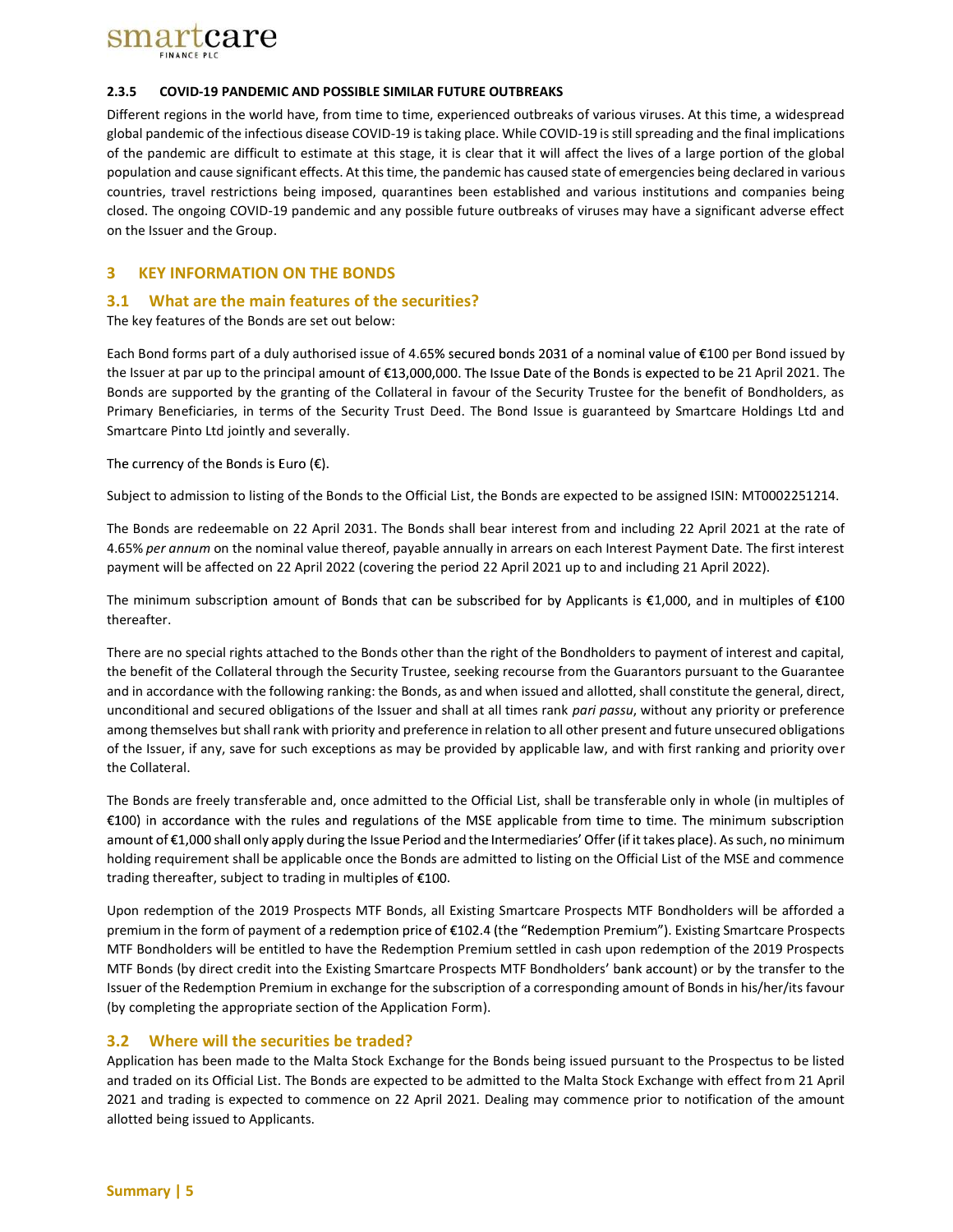#### 2.3.5 COVID-19 PANDEMIC AND POSSIBLE SIMILAR FUTURE OUTBREAKS

Different regions in the world have, from time to time, experienced outbreaks of various viruses. At this time, a widespread global pandemic of the infectious disease COVID-19 is taking place. While COVID-19 is still spreading and the final implications of the pandemic are difficult to estimate at this stage, it is clear that it will affect the lives of a large portion of the global population and cause significant effects. At this time, the pandemic has caused state of emergencies being declared in various countries, travel restrictions being imposed, quarantines been established and various institutions and companies being closed. The ongoing COVID-19 pandemic and any possible future outbreaks of viruses may have a significant adverse effect on the Issuer and the Group.

## 3 KEY INFORMATION ON THE BONDS

### 3.1 What are the main features of the securities?

The key features of the Bonds are set out below:

Each Bond forms part of a duly authorised issue of 4.65% secured bonds 2031 of a nominal value of €100 per Bond issued by the Issuer at par up to the principal amount of €13,000,000. The Issue Date of the Bonds is expected to be 21 April 2021. The Bonds are supported by the granting of the Collateral in favour of the Security Trustee for the benefit of Bondholders, as Primary Beneficiaries, in terms of the Security Trust Deed. The Bond Issue is guaranteed by Smartcare Holdings Ltd and Smartcare Pinto Ltd jointly and severally.

The currency of the Bonds is Euro (€).

Subject to admission to listing of the Bonds to the Official List, the Bonds are expected to be assigned ISIN: MT0002251214.

The Bonds are redeemable on 22 April 2031. The Bonds shall bear interest from and including 22 April 2021 at the rate of 4.65% *per annum* on the nominal value thereof, payable annually in arrears on each Interest Payment Date. The first interest payment will be affected on 22 April 2022 (covering the period 22 April 2021 up to and including 21 April 2022).

The minimum subscription amount of Bonds that can be subscribed for by Applicants is €1,000, and in multiples of €100 thereafter.

There are no special rights attached to the Bonds other than the right of the Bondholders to payment of interest and capital, the benefit of the Collateral through the Security Trustee, seeking recourse from the Guarantors pursuant to the Guarantee and in accordance with the following ranking: the Bonds, as and when issued and allotted, shall constitute the general, direct, unconditional and secured obligations of the Issuer and shall at all times rank *pari passu*, without any priority or preference among themselves but shall rank with priority and preference in relation to all other present and future unsecured obligations of the Issuer, if any, save for such exceptions as may be provided by applicable law, and with first ranking and priority over the Collateral.

The Bonds are freely transferable and, once admitted to the Official List, shall be transferable only in whole (in multiples of €100) in accordance with the rules and regulations of the MSE applicable from time to time. The minimum subscription amount of €1,000 shall only apply during the Issue Period and the Intermediaries' Offer (if it takes place). As such, no minimum holding requirement shall be applicable once the Bonds are admitted to listing on the Official List of the MSE and commence trading thereafter, subject to trading in multiples of €100.

Upon redemption of the 2019 Prospects MTF Bonds, all Existing Smartcare Prospects MTF Bondholders will be afforded a premium in the form of payment of a redemption price of €102.4 (the "Redemption Premium"). Existing Smartcare Prospects MTF Bondholders will be entitled to have the Redemption Premium settled in cash upon redemption of the 2019 Prospects MTF Bonds (by direct credit into the Existing Smartcare Prospects MTF Bondholders' bank account) or by the transfer to the Issuer of the Redemption Premium in exchange for the subscription of a corresponding amount of Bonds in his/her/its favour (by completing the appropriate section of the Application Form).

### 3.2 Where will the securities be traded?

Application has been made to the Malta Stock Exchange for the Bonds being issued pursuant to the Prospectus to be listed and traded on its Official List. The Bonds are expected to be admitted to the Malta Stock Exchange with effect from 21 April 2021 and trading is expected to commence on 22 April 2021. Dealing may commence prior to notification of the amount allotted being issued to Applicants.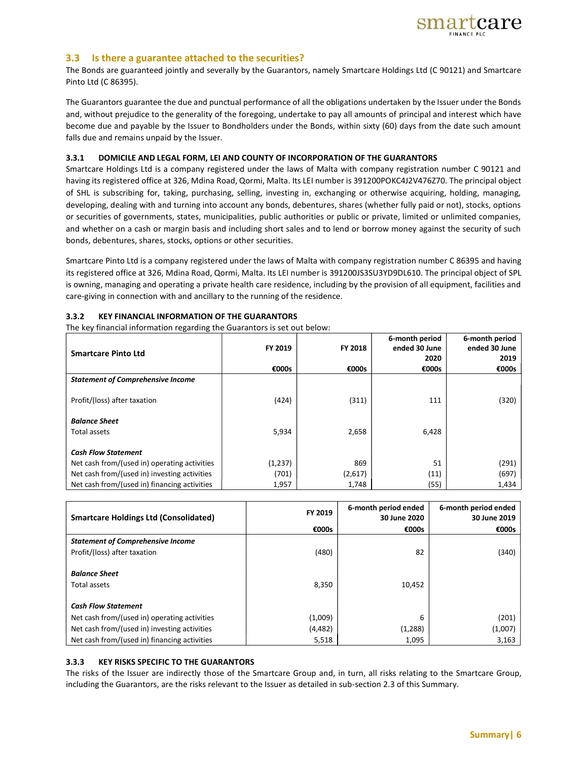## 3.3 Is there a guarantee attached to the securities?

The Bonds are guaranteed jointly and severally by the Guarantors, namely Smartcare Holdings Ltd (C 90121) and Smartcare Pinto Ltd (C 86395).

The Guarantors guarantee the due and punctual performance of all the obligations undertaken by the Issuer under the Bonds and, without prejudice to the generality of the foregoing, undertake to pay all amounts of principal and interest which have become due and payable by the Issuer to Bondholders under the Bonds, within sixty (60) days from the date such amount falls due and remains unpaid by the Issuer.

#### 3.3.1 DOMICILE AND LEGAL FORM, LEI AND COUNTY OF INCORPORATION OF THE GUARANTORS

Smartcare Holdings Ltd is a company registered under the laws of Malta with company registration number C 90121 and having its registered office at 326, Mdina Road, Qormi, Malta. Its LEI number is 391200POKC4J2V476Z70. The principal object of SHL is subscribing for, taking, purchasing, selling, investing in, exchanging or otherwise acquiring, holding, managing, developing, dealing with and turning into account any bonds, debentures, shares (whether fully paid or not), stocks, options or securities of governments, states, municipalities, public authorities or public or private, limited or unlimited companies, and whether on a cash or margin basis and including short sales and to lend or borrow money against the security of such bonds, debentures, shares, stocks, options or other securities.

Smartcare Pinto Ltd is a company registered under the laws of Malta with company registration number C 86395 and having its registered office at 326, Mdina Road, Qormi, Malta. Its LEI number is 391200JS3SU3YD9DL610. The principal object of SPL is owning, managing and operating a private health care residence, including by the provision of all equipment, facilities and care-giving in connection with and ancillary to the running of the residence.

#### 3.3.2 KEY FINANCIAL INFORMATION OF THE GUARANTORS

The key financial information regarding the Guarantors is set out below:

| Smartcare Pinto Ltd | FY 2019 | FY 2018 | 6-month period ended 30 June 2020 | 6-month period ended 30 June 2019 |
|---|---|---|---|---|
| | €000s | €000s | €000s | €000s |
| ***Statement of Comprehensive Income*** | | | | |
| Profit/(loss) after taxation | (424) | (311) | 111 | (320) |
| ***Balance Sheet*** | | | | |
| Total assets | 5,934 | 2,658 | 6,428 | |
| ***Cash Flow Statement*** | | | | |
| Net cash from/(used in) operating activities | (1,237) | 869 | 51 | (291) |
| Net cash from/(used in) investing activities | (701) | (2,617) | (11) | (697) |
| Net cash from/(used in) financing activities | 1,957 | 1,748 | (55) | 1,434 |

| Smartcare Holdings Ltd (Consolidated) | FY 2019 | 6-month period ended 30 June 2020 | 6-month period ended 30 June 2019 |
|---|---|---|---|
| | €000s | €000s | €000s |
| ***Statement of Comprehensive Income*** | | | |
| Profit/(loss) after taxation | (480) | 82 | (340) |
| ***Balance Sheet*** | | | |
| Total assets | 8,350 | 10,452 | |
| ***Cash Flow Statement*** | | | |
| Net cash from/(used in) operating activities | (1,009) | 6 | (201) |
| Net cash from/(used in) investing activities | (4,482) | (1,288) | (1,007) |
| Net cash from/(used in) financing activities | 5,518 | 1,095 | 3,163 |

#### 3.3.3 KEY RISKS SPECIFIC TO THE GUARANTORS

The risks of the Issuer are indirectly those of the Smartcare Group and, in turn, all risks relating to the Smartcare Group, including the Guarantors, are the risks relevant to the Issuer as detailed in sub-section 2.3 of this Summary.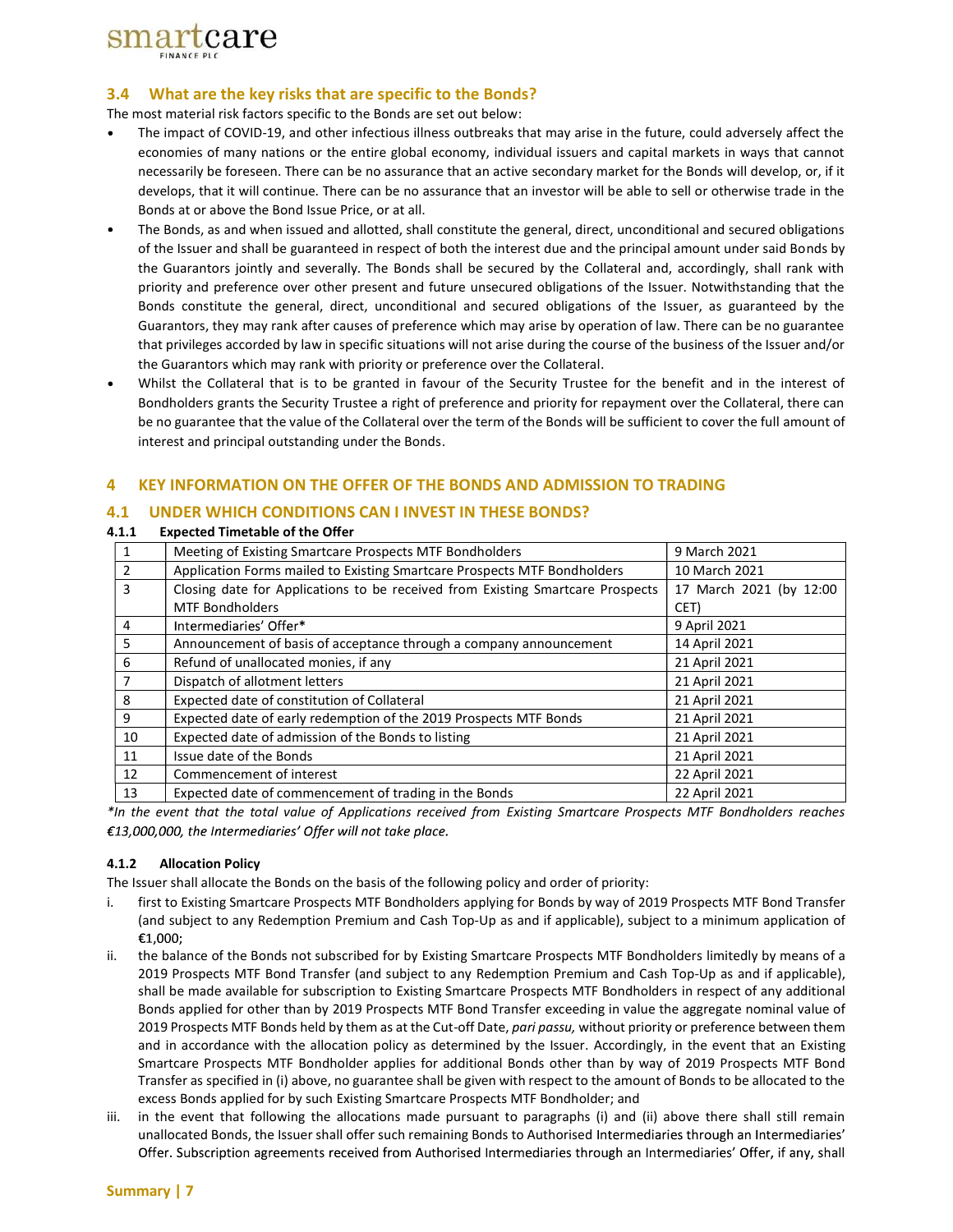## 3.4 What are the key risks that are specific to the Bonds?

The most material risk factors specific to the Bonds are set out below:

- The impact of COVID-19, and other infectious illness outbreaks that may arise in the future, could adversely affect the economies of many nations or the entire global economy, individual issuers and capital markets in ways that cannot necessarily be foreseen. There can be no assurance that an active secondary market for the Bonds will develop, or, if it develops, that it will continue. There can be no assurance that an investor will be able to sell or otherwise trade in the Bonds at or above the Bond Issue Price, or at all.
- The Bonds, as and when issued and allotted, shall constitute the general, direct, unconditional and secured obligations of the Issuer and shall be guaranteed in respect of both the interest due and the principal amount under said Bonds by the Guarantors jointly and severally. The Bonds shall be secured by the Collateral and, accordingly, shall rank with priority and preference over other present and future unsecured obligations of the Issuer. Notwithstanding that the Bonds constitute the general, direct, unconditional and secured obligations of the Issuer, as guaranteed by the Guarantors, they may rank after causes of preference which may arise by operation of law. There can be no guarantee that privileges accorded by law in specific situations will not arise during the course of the business of the Issuer and/or the Guarantors which may rank with priority or preference over the Collateral.
- Whilst the Collateral that is to be granted in favour of the Security Trustee for the benefit and in the interest of Bondholders grants the Security Trustee a right of preference and priority for repayment over the Collateral, there can be no guarantee that the value of the Collateral over the term of the Bonds will be sufficient to cover the full amount of interest and principal outstanding under the Bonds.

# 4 KEY INFORMATION ON THE OFFER OF THE BONDS AND ADMISSION TO TRADING

## 4.1 UNDER WHICH CONDITIONS CAN I INVEST IN THESE BONDS?

### 4.1.1 Expected Timetable of the Offer

| | | |
|---|---|---|
| 1 | Meeting of Existing Smartcare Prospects MTF Bondholders | 9 March 2021 |
| 2 | Application Forms mailed to Existing Smartcare Prospects MTF Bondholders | 10 March 2021 |
| 3 | Closing date for Applications to be received from Existing Smartcare Prospects MTF Bondholders | 17 March 2021 (by 12:00 CET) |
| 4 | Intermediaries' Offer* | 9 April 2021 |
| 5 | Announcement of basis of acceptance through a company announcement | 14 April 2021 |
| 6 | Refund of unallocated monies, if any | 21 April 2021 |
| 7 | Dispatch of allotment letters | 21 April 2021 |
| 8 | Expected date of constitution of Collateral | 21 April 2021 |
| 9 | Expected date of early redemption of the 2019 Prospects MTF Bonds | 21 April 2021 |
| 10 | Expected date of admission of the Bonds to listing | 21 April 2021 |
| 11 | Issue date of the Bonds | 21 April 2021 |
| 12 | Commencement of interest | 22 April 2021 |
| 13 | Expected date of commencement of trading in the Bonds | 22 April 2021 |

*\*In the event that the total value of Applications received from Existing Smartcare Prospects MTF Bondholders reaches €13,000,000, the Intermediaries' Offer will not take place.*

### 4.1.2 Allocation Policy

The Issuer shall allocate the Bonds on the basis of the following policy and order of priority:

i. first to Existing Smartcare Prospects MTF Bondholders applying for Bonds by way of 2019 Prospects MTF Bond Transfer (and subject to any Redemption Premium and Cash Top-Up as and if applicable), subject to a minimum application of €1,000;

ii. the balance of the Bonds not subscribed for by Existing Smartcare Prospects MTF Bondholders limitedly by means of a 2019 Prospects MTF Bond Transfer (and subject to any Redemption Premium and Cash Top-Up as and if applicable), shall be made available for subscription to Existing Smartcare Prospects MTF Bondholders in respect of any additional Bonds applied for other than by 2019 Prospects MTF Bond Transfer exceeding in value the aggregate nominal value of 2019 Prospects MTF Bonds held by them as at the Cut-off Date, *pari passu,* without priority or preference between them and in accordance with the allocation policy as determined by the Issuer. Accordingly, in the event that an Existing Smartcare Prospects MTF Bondholder applies for additional Bonds other than by way of 2019 Prospects MTF Bond Transfer as specified in (i) above, no guarantee shall be given with respect to the amount of Bonds to be allocated to the excess Bonds applied for by such Existing Smartcare Prospects MTF Bondholder; and

iii. in the event that following the allocations made pursuant to paragraphs (i) and (ii) above there shall still remain unallocated Bonds, the Issuer shall offer such remaining Bonds to Authorised Intermediaries through an Intermediaries' Offer. Subscription agreements received from Authorised Intermediaries through an Intermediaries' Offer, if any, shall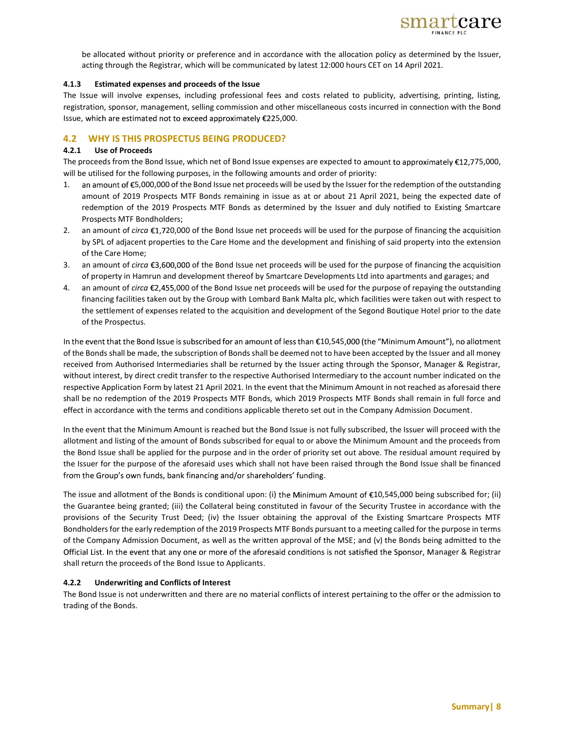be allocated without priority or preference and in accordance with the allocation policy as determined by the Issuer, acting through the Registrar, which will be communicated by latest 12:000 hours CET on 14 April 2021.

#### 4.1.3 Estimated expenses and proceeds of the Issue

The Issue will involve expenses, including professional fees and costs related to publicity, advertising, printing, listing, registration, sponsor, management, selling commission and other miscellaneous costs incurred in connection with the Bond Issue, which are estimated not to exceed approximately €225,000.

### 4.2 WHY IS THIS PROSPECTUS BEING PRODUCED?

#### 4.2.1 Use of Proceeds

The proceeds from the Bond Issue, which net of Bond Issue expenses are expected to amount to approximately €12,775,000, will be utilised for the following purposes, in the following amounts and order of priority:

1. an amount of €5,000,000 of the Bond Issue net proceeds will be used by the Issuer for the redemption of the outstanding amount of 2019 Prospects MTF Bonds remaining in issue as at or about 21 April 2021, being the expected date of redemption of the 2019 Prospects MTF Bonds as determined by the Issuer and duly notified to Existing Smartcare Prospects MTF Bondholders;
2. an amount of *circa* €1,720,000 of the Bond Issue net proceeds will be used for the purpose of financing the acquisition by SPL of adjacent properties to the Care Home and the development and finishing of said property into the extension of the Care Home;
3. an amount of *circa* €3,600,000 of the Bond Issue net proceeds will be used for the purpose of financing the acquisition of property in Hamrun and development thereof by Smartcare Developments Ltd into apartments and garages; and
4. an amount of *circa* €2,455,000 of the Bond Issue net proceeds will be used for the purpose of repaying the outstanding financing facilities taken out by the Group with Lombard Bank Malta plc, which facilities were taken out with respect to the settlement of expenses related to the acquisition and development of the Segond Boutique Hotel prior to the date of the Prospectus.

In the event that the Bond Issue is subscribed for an amount of less than €10,545,000 (the "Minimum Amount"), no allotment of the Bonds shall be made, the subscription of Bonds shall be deemed not to have been accepted by the Issuer and all money received from Authorised Intermediaries shall be returned by the Issuer acting through the Sponsor, Manager & Registrar, without interest, by direct credit transfer to the respective Authorised Intermediary to the account number indicated on the respective Application Form by latest 21 April 2021. In the event that the Minimum Amount in not reached as aforesaid there shall be no redemption of the 2019 Prospects MTF Bonds, which 2019 Prospects MTF Bonds shall remain in full force and effect in accordance with the terms and conditions applicable thereto set out in the Company Admission Document.

In the event that the Minimum Amount is reached but the Bond Issue is not fully subscribed, the Issuer will proceed with the allotment and listing of the amount of Bonds subscribed for equal to or above the Minimum Amount and the proceeds from the Bond Issue shall be applied for the purpose and in the order of priority set out above. The residual amount required by the Issuer for the purpose of the aforesaid uses which shall not have been raised through the Bond Issue shall be financed from the Group's own funds, bank financing and/or shareholders' funding.

The issue and allotment of the Bonds is conditional upon: (i) the Minimum Amount of €10,545,000 being subscribed for; (ii) the Guarantee being granted; (iii) the Collateral being constituted in favour of the Security Trustee in accordance with the provisions of the Security Trust Deed; (iv) the Issuer obtaining the approval of the Existing Smartcare Prospects MTF Bondholders for the early redemption of the 2019 Prospects MTF Bonds pursuant to a meeting called for the purpose in terms of the Company Admission Document, as well as the written approval of the MSE; and (v) the Bonds being admitted to the Official List. In the event that any one or more of the aforesaid conditions is not satisfied the Sponsor, Manager & Registrar shall return the proceeds of the Bond Issue to Applicants.

#### 4.2.2 Underwriting and Conflicts of Interest

The Bond Issue is not underwritten and there are no material conflicts of interest pertaining to the offer or the admission to trading of the Bonds.